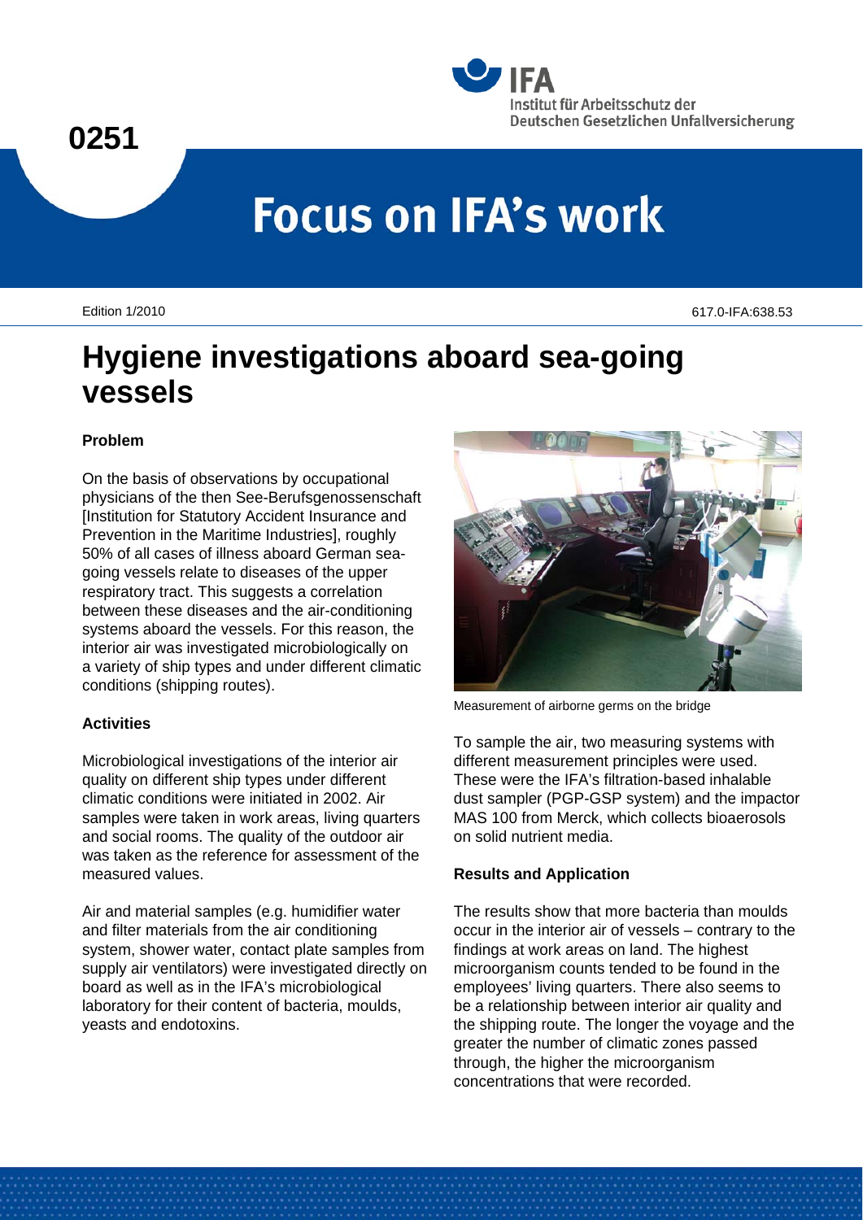0251

Institut für Arbeitsschutz der Deutschen Gesetzlichen Unfallversicherung

# Focus on IFA's work

Edition 1/2010

617.0-IFA:638.53

# Hygiene investigations aboard sea-going vessels

### Problem

On the basis of observations by occupational physicians of the then See-Berufsgenossenschaft [Institution for Statutory Accident Insurance and Prevention in the Maritime Industries], roughly 50% of all cases of illness aboard German sea-going vessels relate to diseases of the upper respiratory tract. This suggests a correlation between these diseases and the air-conditioning systems aboard the vessels. For this reason, the interior air was investigated microbiologically on a variety of ship types and under different climatic conditions (shipping routes).

### Activities

Microbiological investigations of the interior air quality on different ship types under different climatic conditions were initiated in 2002. Air samples were taken in work areas, living quarters and social rooms. The quality of the outdoor air was taken as the reference for assessment of the measured values.

Air and material samples (e.g. humidifier water and filter materials from the air conditioning system, shower water, contact plate samples from supply air ventilators) were investigated directly on board as well as in the IFA's microbiological laboratory for their content of bacteria, moulds, yeasts and endotoxins.

Measurement of airborne germs on the bridge

To sample the air, two measuring systems with different measurement principles were used. These were the IFA's filtration-based inhalable dust sampler (PGP-GSP system) and the impactor MAS 100 from Merck, which collects bioaerosols on solid nutrient media.

### Results and Application

The results show that more bacteria than moulds occur in the interior air of vessels – contrary to the findings at work areas on land. The highest microorganism counts tended to be found in the employees' living quarters. There also seems to be a relationship between interior air quality and the shipping route. The longer the voyage and the greater the number of climatic zones passed through, the higher the microorganism concentrations that were recorded.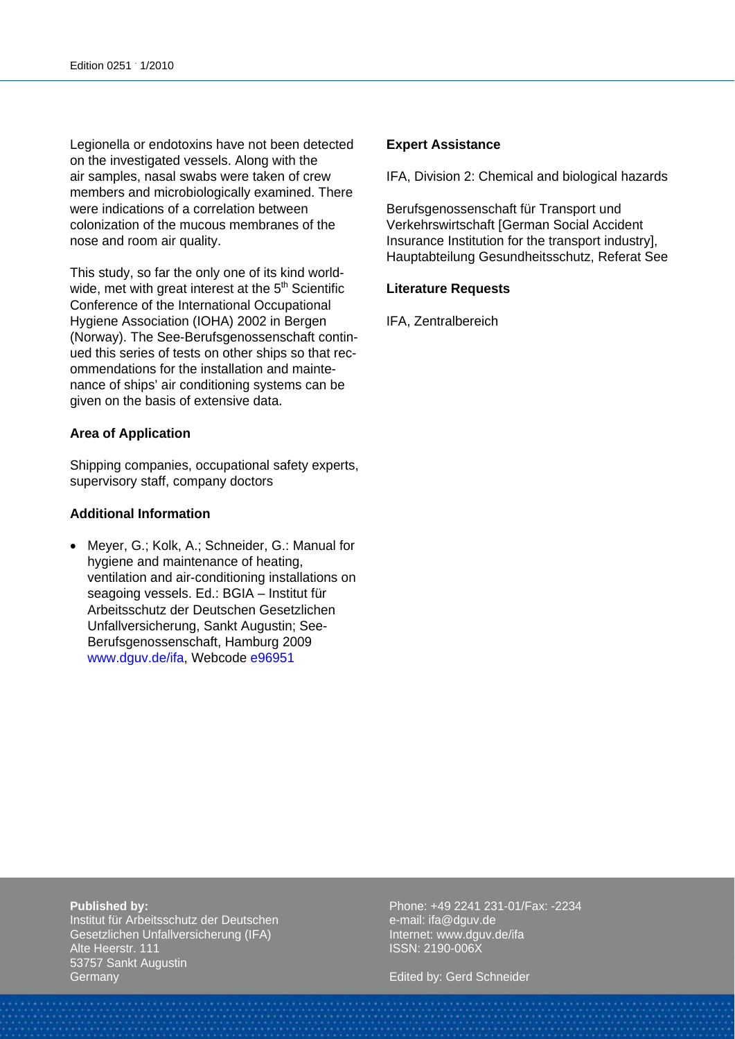Legionella or endotoxins have not been detected on the investigated vessels. Along with the air samples, nasal swabs were taken of crew members and microbiologically examined. There were indications of a correlation between colonization of the mucous membranes of the nose and room air quality.

This study, so far the only one of its kind world-wide, met with great interest at the 5th Scientific Conference of the International Occupational Hygiene Association (IOHA) 2002 in Bergen (Norway). The See-Berufsgenossenschaft continued this series of tests on other ships so that recommendations for the installation and maintenance of ships' air conditioning systems can be given on the basis of extensive data.

**Area of Application**

Shipping companies, occupational safety experts, supervisory staff, company doctors

**Additional Information**

- Meyer, G.; Kolk, A.; Schneider, G.: Manual for hygiene and maintenance of heating, ventilation and air-conditioning installations on seagoing vessels. Ed.: BGIA – Institut für Arbeitsschutz der Deutschen Gesetzlichen Unfallversicherung, Sankt Augustin; See-Berufsgenossenschaft, Hamburg 2009 www.dguv.de/ifa, Webcode e96951

**Expert Assistance**

IFA, Division 2: Chemical and biological hazards

Berufsgenossenschaft für Transport und Verkehrswirtschaft [German Social Accident Insurance Institution for the transport industry], Hauptabteilung Gesundheitsschutz, Referat See

**Literature Requests**

IFA, Zentralbereich

**Published by:**
Institut für Arbeitsschutz der Deutschen Gesetzlichen Unfallversicherung (IFA)
Alte Heerstr. 111
53757 Sankt Augustin
Germany

Phone: +49 2241 231-01/Fax: -2234
e-mail: ifa@dguv.de
Internet: www.dguv.de/ifa
ISSN: 2190-006X

Edited by: Gerd Schneider